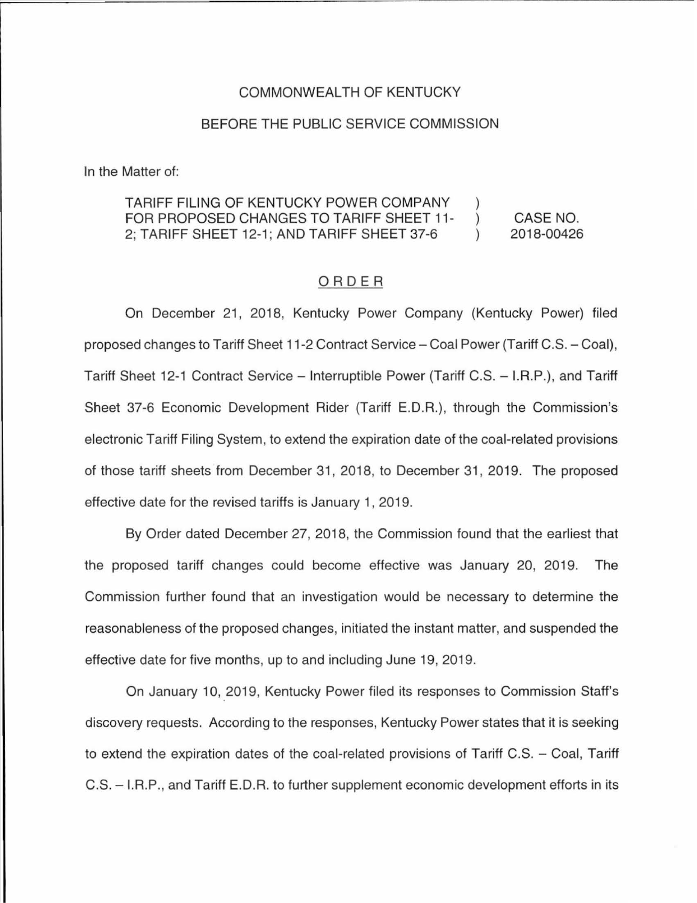COMMONWEALTH OF KENTUCKY

BEFORE THE PUBLIC SERVICE COMMISSION

In the Matter of:

| | | |
|---|---|---|
| TARIFF FILING OF KENTUCKY POWER COMPANY FOR PROPOSED CHANGES TO TARIFF SHEET 11-2; TARIFF SHEET 12-1; AND TARIFF SHEET 37-6 | ) ) ) | CASE NO. 2018-00426 |

## ORDER

On December 21, 2018, Kentucky Power Company (Kentucky Power) filed proposed changes to Tariff Sheet 11-2 Contract Service – Coal Power (Tariff C.S. – Coal), Tariff Sheet 12-1 Contract Service – Interruptible Power (Tariff C.S. – I.R.P.), and Tariff Sheet 37-6 Economic Development Rider (Tariff E.D.R.), through the Commission's electronic Tariff Filing System, to extend the expiration date of the coal-related provisions of those tariff sheets from December 31, 2018, to December 31, 2019. The proposed effective date for the revised tariffs is January 1, 2019.

By Order dated December 27, 2018, the Commission found that the earliest that the proposed tariff changes could become effective was January 20, 2019. The Commission further found that an investigation would be necessary to determine the reasonableness of the proposed changes, initiated the instant matter, and suspended the effective date for five months, up to and including June 19, 2019.

On January 10, 2019, Kentucky Power filed its responses to Commission Staff's discovery requests. According to the responses, Kentucky Power states that it is seeking to extend the expiration dates of the coal-related provisions of Tariff C.S. – Coal, Tariff C.S. – I.R.P., and Tariff E.D.R. to further supplement economic development efforts in its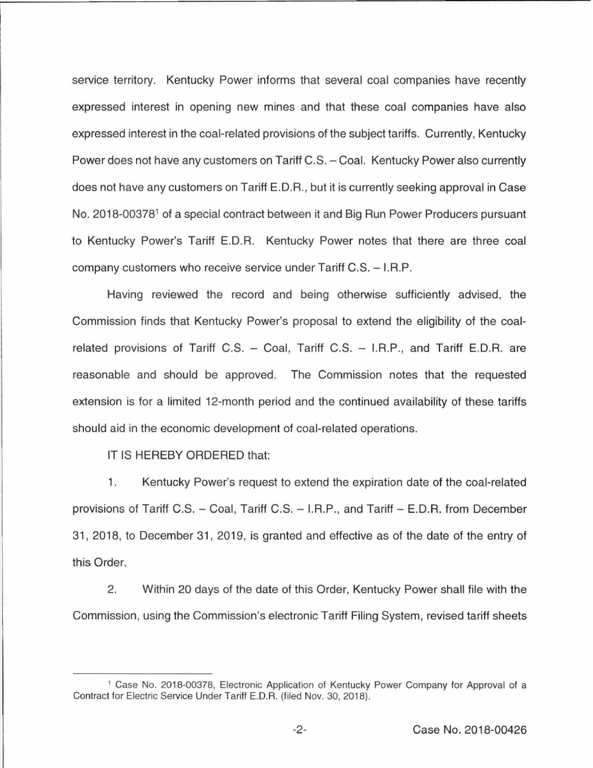service territory. Kentucky Power informs that several coal companies have recently expressed interest in opening new mines and that these coal companies have also expressed interest in the coal-related provisions of the subject tariffs. Currently, Kentucky Power does not have any customers on Tariff C.S. – Coal. Kentucky Power also currently does not have any customers on Tariff E.D.R., but it is currently seeking approval in Case No. 2018-00378[1] of a special contract between it and Big Run Power Producers pursuant to Kentucky Power's Tariff E.D.R. Kentucky Power notes that there are three coal company customers who receive service under Tariff C.S. – I.R.P.

Having reviewed the record and being otherwise sufficiently advised, the Commission finds that Kentucky Power's proposal to extend the eligibility of the coal-related provisions of Tariff C.S. – Coal, Tariff C.S. – I.R.P., and Tariff E.D.R. are reasonable and should be approved. The Commission notes that the requested extension is for a limited 12-month period and the continued availability of these tariffs should aid in the economic development of coal-related operations.

IT IS HEREBY ORDERED that:

1. Kentucky Power's request to extend the expiration date of the coal-related provisions of Tariff C.S. – Coal, Tariff C.S. – I.R.P., and Tariff – E.D.R. from December 31, 2018, to December 31, 2019, is granted and effective as of the date of the entry of this Order.

2. Within 20 days of the date of this Order, Kentucky Power shall file with the Commission, using the Commission's electronic Tariff Filing System, revised tariff sheets

---

[1] Case No. 2018-00378, Electronic Application of Kentucky Power Company for Approval of a Contract for Electric Service Under Tariff E.D.R. (filed Nov. 30, 2018).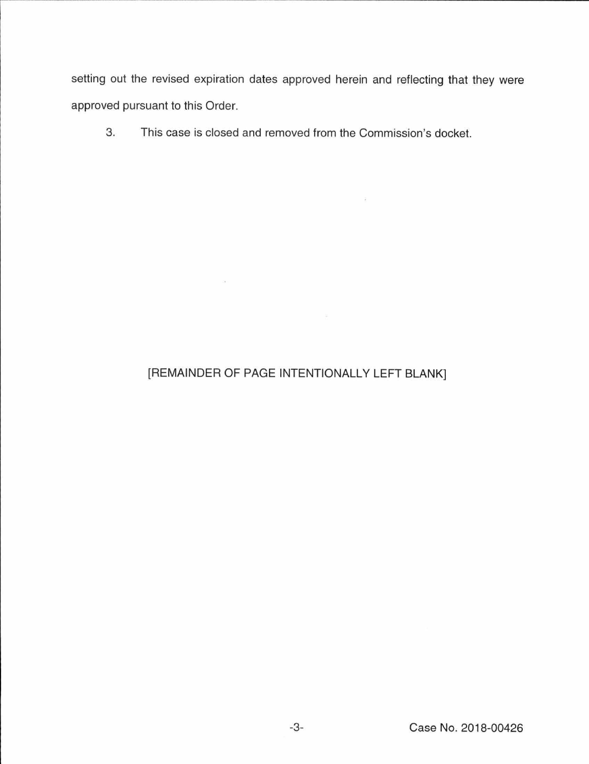setting out the revised expiration dates approved herein and reflecting that they were approved pursuant to this Order.

3. This case is closed and removed from the Commission's docket.

[REMAINDER OF PAGE INTENTIONALLY LEFT BLANK]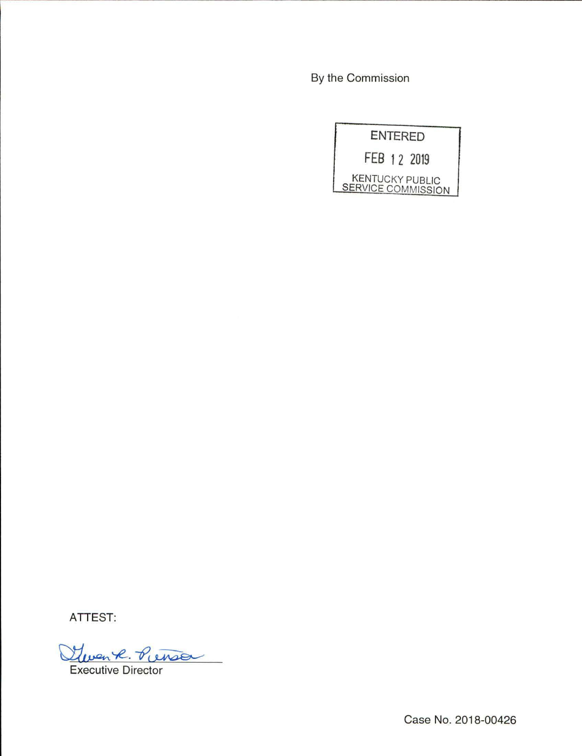By the Commission

ENTERED

FEB 12 2019

KENTUCKY PUBLIC SERVICE COMMISSION

ATTEST:

Gwen R. Pinson

Executive Director

Case No. 2018-00426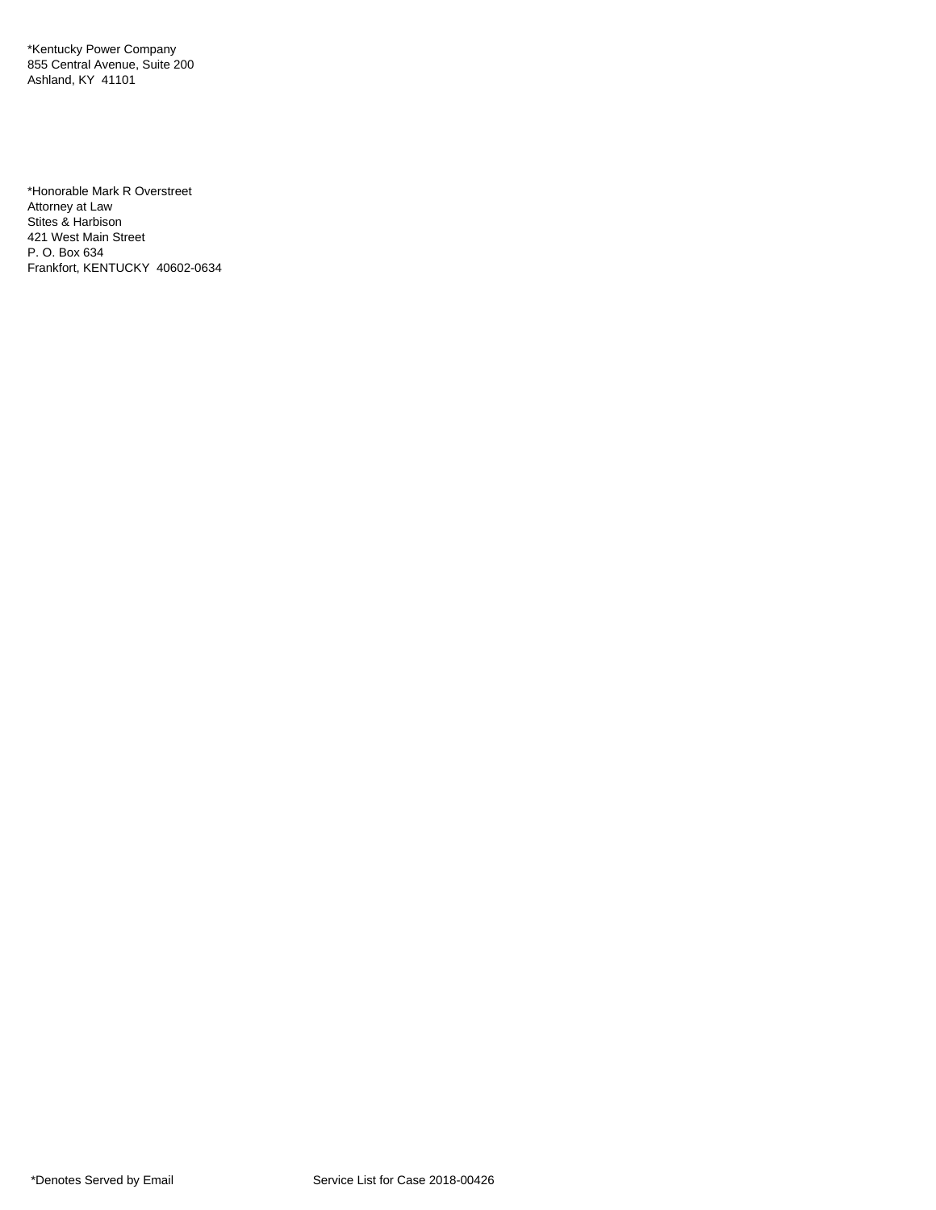*Kentucky Power Company
855 Central Avenue, Suite 200
Ashland, KY  41101

*Honorable Mark R Overstreet
Attorney at Law
Stites & Harbison
421 West Main Street
P. O. Box 634
Frankfort, KENTUCKY  40602-0634

*Denotes Served by Email

Service List for Case 2018-00426